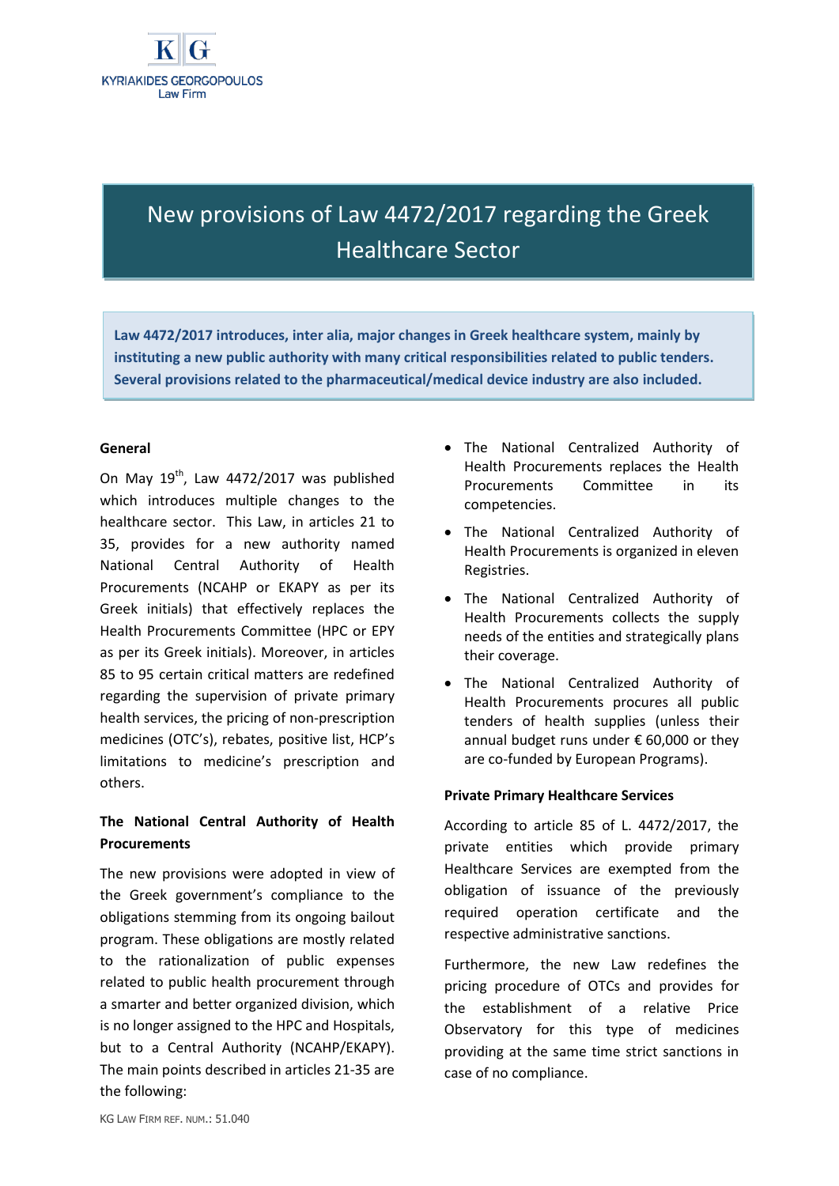KYRIAKIDES GEORGOPOULOS Law Firm

# New provisions of Law 4472/2017 regarding the Greek Healthcare Sector

**Law 4472/2017 introduces, inter alia, major changes in Greek healthcare system, mainly by instituting a new public authority with many critical responsibilities related to public tenders. Several provisions related to the pharmaceutical/medical device industry are also included.**

**General**

On May 19th, Law 4472/2017 was published which introduces multiple changes to the healthcare sector. This Law, in articles 21 to 35, provides for a new authority named National Central Authority of Health Procurements (NCAHP or EKAPY as per its Greek initials) that effectively replaces the Health Procurements Committee (HPC or EPY as per its Greek initials). Moreover, in articles 85 to 95 certain critical matters are redefined regarding the supervision of private primary health services, the pricing of non-prescription medicines (OTC's), rebates, positive list, HCP's limitations to medicine's prescription and others.

**The National Central Authority of Health Procurements**

The new provisions were adopted in view of the Greek government's compliance to the obligations stemming from its ongoing bailout program. These obligations are mostly related to the rationalization of public expenses related to public health procurement through a smarter and better organized division, which is no longer assigned to the HPC and Hospitals, but to a Central Authority (NCAHP/EKAPY). The main points described in articles 21-35 are the following:

- The National Centralized Authority of Health Procurements replaces the Health Procurements Committee in its competencies.
- The National Centralized Authority of Health Procurements is organized in eleven Registries.
- The National Centralized Authority of Health Procurements collects the supply needs of the entities and strategically plans their coverage.
- The National Centralized Authority of Health Procurements procures all public tenders of health supplies (unless their annual budget runs under € 60,000 or they are co-funded by European Programs).

**Private Primary Healthcare Services**

According to article 85 of L. 4472/2017, the private entities which provide primary Healthcare Services are exempted from the obligation of issuance of the previously required operation certificate and the respective administrative sanctions.

Furthermore, the new Law redefines the pricing procedure of OTCs and provides for the establishment of a relative Price Observatory for this type of medicines providing at the same time strict sanctions in case of no compliance.

KG LAW FIRM REF. NUM.: 51.040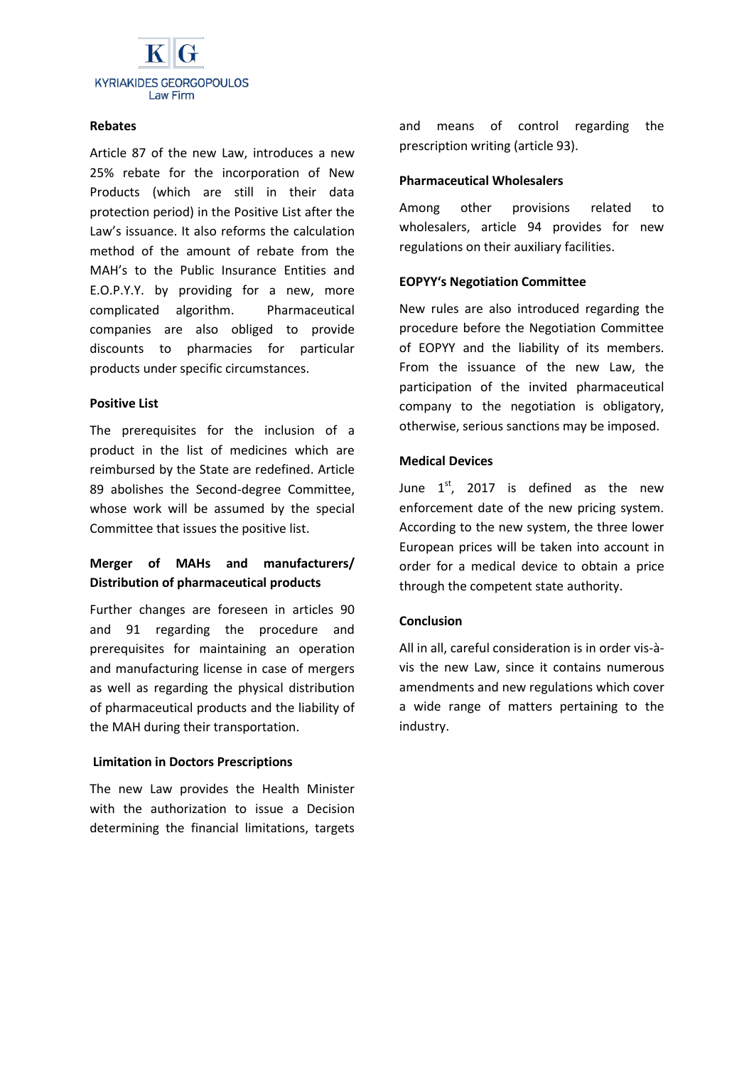## Rebates

Article 87 of the new Law, introduces a new 25% rebate for the incorporation of New Products (which are still in their data protection period) in the Positive List after the Law's issuance. It also reforms the calculation method of the amount of rebate from the MAH's to the Public Insurance Entities and E.O.P.Y.Y. by providing for a new, more complicated algorithm. Pharmaceutical companies are also obliged to provide discounts to pharmacies for particular products under specific circumstances.

## Positive List

The prerequisites for the inclusion of a product in the list of medicines which are reimbursed by the State are redefined. Article 89 abolishes the Second-degree Committee, whose work will be assumed by the special Committee that issues the positive list.

## Merger of MAHs and manufacturers/ Distribution of pharmaceutical products

Further changes are foreseen in articles 90 and 91 regarding the procedure and prerequisites for maintaining an operation and manufacturing license in case of mergers as well as regarding the physical distribution of pharmaceutical products and the liability of the MAH during their transportation.

## Limitation in Doctors Prescriptions

The new Law provides the Health Minister with the authorization to issue a Decision determining the financial limitations, targets and means of control regarding the prescription writing (article 93).

## Pharmaceutical Wholesalers

Among other provisions related to wholesalers, article 94 provides for new regulations on their auxiliary facilities.

## EOPYY's Negotiation Committee

New rules are also introduced regarding the procedure before the Negotiation Committee of EOPYY and the liability of its members. From the issuance of the new Law, the participation of the invited pharmaceutical company to the negotiation is obligatory, otherwise, serious sanctions may be imposed.

## Medical Devices

June 1st, 2017 is defined as the new enforcement date of the new pricing system. According to the new system, the three lower European prices will be taken into account in order for a medical device to obtain a price through the competent state authority.

## Conclusion

All in all, careful consideration is in order vis-à-vis the new Law, since it contains numerous amendments and new regulations which cover a wide range of matters pertaining to the industry.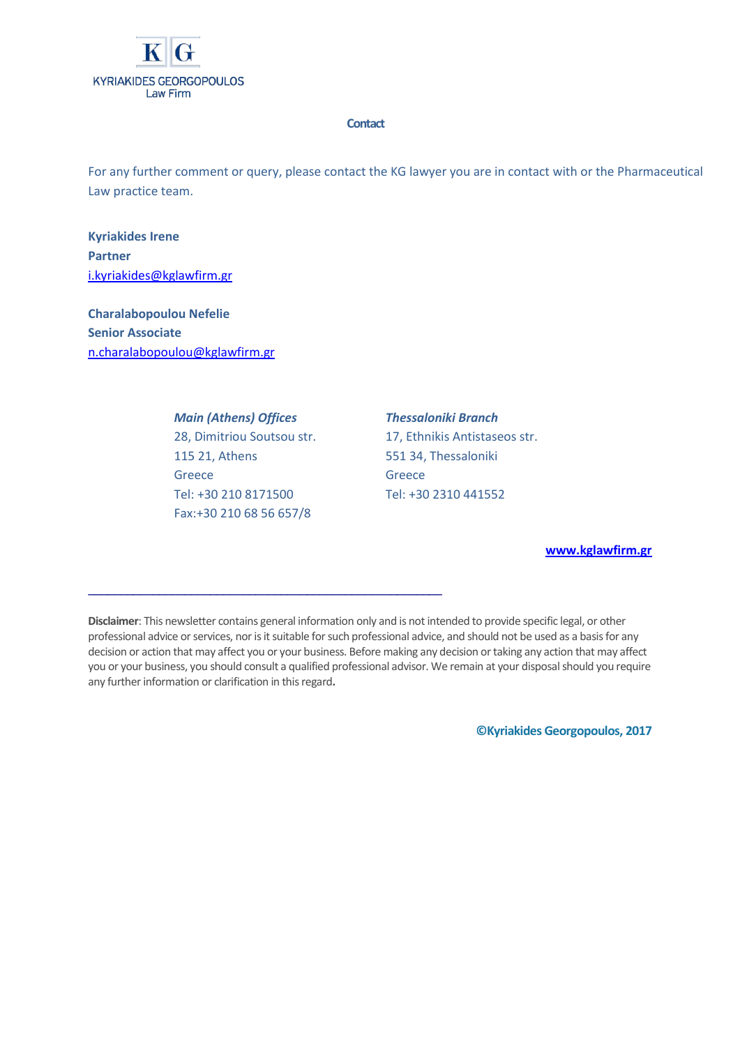KYRIAKIDES GEORGOPOULOS
Law Firm

## Contact

For any further comment or query, please contact the KG lawyer you are in contact with or the Pharmaceutical Law practice team.

**Kyriakides Irene**
**Partner**
i.kyriakides@kglawfirm.gr

**Charalabopoulou Nefelie**
**Senior Associate**
n.charalabopoulou@kglawfirm.gr

***Main (Athens) Offices***
28, Dimitriou Soutsou str.
115 21, Athens
Greece
Tel: +30 210 8171500
Fax:+30 210 68 56 657/8

***Thessaloniki Branch***
17, Ethnikis Antistaseos str.
551 34, Thessaloniki
Greece
Tel: +30 2310 441552

**www.kglawfirm.gr**

---

**Disclaimer**: This newsletter contains general information only and is not intended to provide specific legal, or other professional advice or services, nor is it suitable for such professional advice, and should not be used as a basis for any decision or action that may affect you or your business. Before making any decision or taking any action that may affect you or your business, you should consult a qualified professional advisor. We remain at your disposal should you require any further information or clarification in this regard**.**

**©Kyriakides Georgopoulos, 2017**